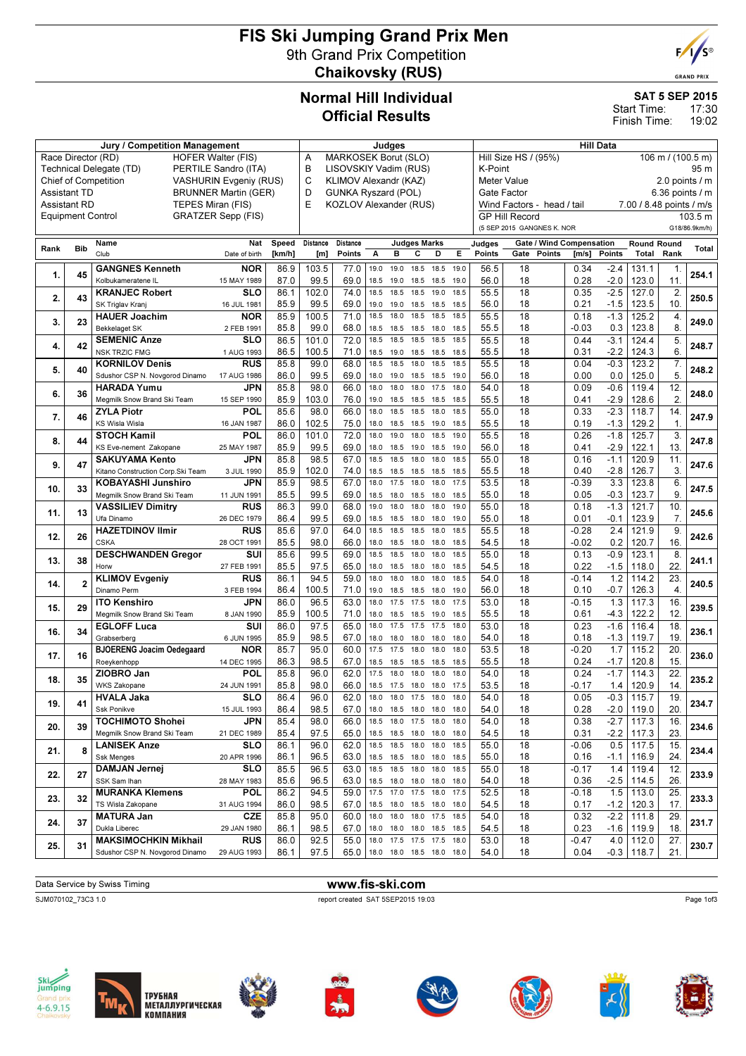# FIS Ski Jumping Grand Prix Men

## 9th Grand Prix Competition

## Chaikovsky (RUS)

## Normal Hill Individual
## Official Results

**SAT 5 SEP 2015**
Start Time: 17:30
Finish Time: 19:02

| Jury / Competition Management | | Judges | | Hill Data | |
|---|---|---|---|---|---|
| Race Director (RD) | HOFER Walter (FIS) | A | MARKOSEK Borut (SLO) | Hill Size HS / (95%) | 106 m / (100.5 m) |
| Technical Delegate (TD) | PERTILE Sandro (ITA) | B | LISOVSKIY Vadim (RUS) | K-Point | 95 m |
| Chief of Competition | VASHURIN Evgeniy (RUS) | C | KLIMOV Alexandr (KAZ) | Meter Value | 2.0 points / m |
| Assistant TD | BRUNNER Martin (GER) | D | GUNKA Ryszard (POL) | Gate Factor | 6.36 points / m |
| Assistant RD | TEPES Miran (FIS) | E | KOZLOV Alexander (RUS) | Wind Factors - head / tail | 7.00 / 8.48 points / m/s |
| Equipment Control | GRATZER Sepp (FIS) | | | GP Hill Record | 103.5 m |
| | | | | (5 SEP 2015 GANGNES K. NOR) | G18/86.9km/h) |

| Rank | Bib | Name / Club | Nat / Date of birth | Speed [km/h] | Distance [m] | Distance Points | A | B | C | D | E | Judges Points | Gate | Gate Points | Wind [m/s] | Wind Points | Round Total | Round Rank | Total |
|---|---|---|---|---|---|---|---|---|---|---|---|---|---|---|---|---|---|---|---|
| 1. | 45 | GANGNES Kenneth | NOR | 86.9 | 103.5 | 77.0 | 19.0 | 19.0 | 18.5 | 18.5 | 19.0 | 56.5 | 18 | | 0.34 | -2.4 | 131.1 | 1. | 254.1 |
| | | Kolbukameratene IL | 15 MAY 1989 | 87.0 | 99.5 | 69.0 | 18.5 | 19.0 | 18.5 | 18.5 | 19.0 | 56.0 | 18 | | 0.28 | -2.0 | 123.0 | 11. | |
| 2. | 43 | KRANJEC Robert | SLO | 86.1 | 102.0 | 74.0 | 18.5 | 18.5 | 18.5 | 19.0 | 18.5 | 55.5 | 18 | | 0.35 | -2.5 | 127.0 | 2. | 250.5 |
| | | SK Triglav Kranj | 16 JUL 1981 | 85.9 | 99.5 | 69.0 | 19.0 | 19.0 | 18.5 | 18.5 | 18.5 | 56.0 | 18 | | 0.21 | -1.5 | 123.5 | 10. | |
| 3. | 23 | HAUER Joachim | NOR | 85.9 | 100.5 | 71.0 | 18.5 | 18.0 | 18.5 | 18.5 | 18.5 | 55.5 | 18 | | 0.18 | -1.3 | 125.2 | 4. | 249.0 |
| | | Bekkelaget SK | 2 FEB 1991 | 85.8 | 99.0 | 68.0 | 18.5 | 18.5 | 18.5 | 18.0 | 18.5 | 55.5 | 18 | | -0.03 | 0.3 | 123.8 | 8. | |
| 4. | 42 | SEMENIC Anze | SLO | 86.5 | 101.0 | 72.0 | 18.5 | 18.5 | 18.5 | 18.5 | 18.5 | 55.5 | 18 | | 0.44 | -3.1 | 124.4 | 5. | 248.7 |
| | | NSK TRZIC FMG | 1 AUG 1993 | 86.5 | 100.5 | 71.0 | 18.5 | 19.0 | 18.5 | 18.5 | 18.5 | 55.5 | 18 | | 0.31 | -2.2 | 124.3 | 6. | |
| 5. | 40 | KORNILOV Denis | RUS | 85.8 | 99.0 | 68.0 | 18.5 | 18.5 | 18.0 | 18.5 | 18.5 | 55.5 | 18 | | 0.04 | -0.3 | 123.2 | 7. | 248.2 |
| | | Sdushor CSP N. Novgorod Dinamo | 17 AUG 1986 | 86.0 | 99.5 | 69.0 | 18.0 | 19.0 | 18.5 | 18.5 | 19.0 | 56.0 | 18 | | 0.00 | 0.0 | 125.0 | 5. | |
| 6. | 36 | HARADA Yumu | JPN | 85.8 | 98.0 | 66.0 | 18.0 | 18.0 | 18.0 | 17.5 | 18.0 | 54.0 | 18 | | 0.09 | -0.6 | 119.4 | 12. | 248.0 |
| | | Megmilk Snow Brand Ski Team | 15 SEP 1990 | 85.9 | 103.0 | 76.0 | 19.0 | 18.5 | 18.5 | 18.5 | 18.5 | 55.5 | 18 | | 0.41 | -2.9 | 128.6 | 2. | |
| 7. | 46 | ZYLA Piotr | POL | 85.6 | 98.0 | 66.0 | 18.0 | 18.5 | 18.5 | 18.0 | 18.5 | 55.0 | 18 | | 0.33 | -2.3 | 118.7 | 14. | 247.9 |
| | | KS Wisla Wisla | 16 JAN 1987 | 86.0 | 102.5 | 75.0 | 18.0 | 18.5 | 18.5 | 19.0 | 18.5 | 55.5 | 18 | | 0.19 | -1.3 | 129.2 | 1. | |
| 8. | 44 | STOCH Kamil | POL | 86.0 | 101.0 | 72.0 | 18.0 | 19.0 | 18.0 | 18.5 | 19.0 | 55.5 | 18 | | 0.26 | -1.8 | 125.7 | 3. | 247.8 |
| | | KS Eve-nement Zakopane | 25 MAY 1987 | 85.9 | 99.5 | 69.0 | 18.0 | 18.5 | 19.0 | 18.5 | 19.0 | 56.0 | 18 | | 0.41 | -2.9 | 122.1 | 13. | |
| 9. | 47 | SAKUYAMA Kento | JPN | 85.8 | 98.5 | 67.0 | 18.5 | 18.5 | 18.0 | 18.0 | 18.5 | 55.0 | 18 | | 0.16 | -1.1 | 120.9 | 11. | 247.6 |
| | | Kitano Construction Corp.Ski Team | 3 JUL 1990 | 85.9 | 102.0 | 74.0 | 18.5 | 18.5 | 18.5 | 18.5 | 18.5 | 55.5 | 18 | | 0.40 | -2.8 | 126.7 | 3. | |
| 10. | 33 | KOBAYASHI Junshiro | JPN | 85.9 | 98.5 | 67.0 | 18.0 | 17.5 | 18.0 | 18.0 | 17.5 | 53.5 | 18 | | -0.39 | 3.3 | 123.8 | 6. | 247.5 |
| | | Megmilk Snow Brand Ski Team | 11 JUN 1991 | 85.5 | 99.5 | 69.0 | 18.5 | 18.0 | 18.5 | 18.0 | 18.5 | 55.0 | 18 | | 0.05 | -0.3 | 123.7 | 9. | |
| 11. | 13 | VASSILIEV Dimitry | RUS | 86.3 | 99.0 | 68.0 | 19.0 | 18.0 | 18.0 | 18.0 | 19.0 | 55.0 | 18 | | 0.18 | -1.3 | 121.7 | 10. | 245.6 |
| | | Ufa Dinamo | 26 DEC 1979 | 86.4 | 99.5 | 69.0 | 18.5 | 18.5 | 18.0 | 18.0 | 19.0 | 55.0 | 18 | | 0.01 | -0.1 | 123.9 | 7. | |
| 12. | 26 | HAZETDINOV Ilmir | RUS | 85.6 | 97.0 | 64.0 | 18.5 | 18.5 | 18.5 | 18.0 | 18.5 | 55.5 | 18 | | -0.28 | 2.4 | 121.9 | 9. | 242.6 |
| | | CSKA | 28 OCT 1991 | 85.5 | 98.0 | 66.0 | 18.0 | 18.5 | 18.0 | 18.0 | 18.5 | 54.5 | 18 | | -0.02 | 0.2 | 120.7 | 16. | |
| 13. | 38 | DESCHWANDEN Gregor | SUI | 85.6 | 99.5 | 69.0 | 18.5 | 18.5 | 18.0 | 18.0 | 18.5 | 55.0 | 18 | | 0.13 | -0.9 | 123.1 | 8. | 241.1 |
| | | Horw | 27 FEB 1991 | 85.5 | 97.5 | 65.0 | 18.0 | 18.5 | 18.0 | 18.0 | 18.5 | 54.5 | 18 | | 0.22 | -1.5 | 118.0 | 22. | |
| 14. | 2 | KLIMOV Evgeniy | RUS | 86.1 | 94.5 | 59.0 | 18.0 | 18.0 | 18.0 | 18.0 | 18.5 | 54.0 | 18 | | -0.14 | 1.2 | 114.2 | 23. | 240.5 |
| | | Dinamo Perm | 3 FEB 1994 | 86.4 | 100.5 | 71.0 | 19.0 | 18.5 | 18.5 | 18.0 | 19.0 | 56.0 | 18 | | 0.10 | -0.7 | 126.3 | 4. | |
| 15. | 29 | ITO Kenshiro | JPN | 86.0 | 96.5 | 63.0 | 18.0 | 17.5 | 17.5 | 18.0 | 17.5 | 53.0 | 18 | | -0.15 | 1.3 | 117.3 | 16. | 239.5 |
| | | Megmilk Snow Brand Ski Team | 8 JAN 1990 | 85.9 | 100.5 | 71.0 | 18.0 | 18.5 | 18.5 | 19.0 | 18.5 | 55.5 | 18 | | 0.61 | -4.3 | 122.2 | 12. | |
| 16. | 34 | EGLOFF Luca | SUI | 86.0 | 97.5 | 65.0 | 18.0 | 17.5 | 17.5 | 17.5 | 18.0 | 53.0 | 18 | | 0.23 | -1.6 | 116.4 | 18. | 236.1 |
| | | Grabserberg | 6 JUN 1995 | 85.9 | 98.5 | 67.0 | 18.0 | 18.0 | 18.0 | 18.0 | 18.0 | 54.0 | 18 | | 0.18 | -1.3 | 119.7 | 19. | |
| 17. | 16 | BJOERENG Joacim Oedegaard | NOR | 85.7 | 95.0 | 60.0 | 17.5 | 17.5 | 18.0 | 18.0 | 18.0 | 53.5 | 18 | | -0.20 | 1.7 | 115.2 | 20. | 236.0 |
| | | Roeykenhopp | 14 DEC 1995 | 86.3 | 98.5 | 67.0 | 18.5 | 18.5 | 18.5 | 18.5 | 18.5 | 55.5 | 18 | | 0.24 | -1.7 | 120.8 | 15. | |
| 18. | 35 | ZIOBRO Jan | POL | 85.8 | 96.0 | 62.0 | 17.5 | 18.0 | 18.0 | 18.0 | 18.0 | 54.0 | 18 | | 0.24 | -1.7 | 114.3 | 22. | 235.2 |
| | | WKS Zakopane | 24 JUN 1991 | 85.8 | 98.0 | 66.0 | 18.5 | 17.5 | 18.0 | 18.0 | 17.5 | 53.5 | 18 | | -0.17 | 1.4 | 120.9 | 14. | |
| 19. | 41 | HVALA Jaka | SLO | 86.4 | 96.0 | 62.0 | 18.0 | 18.0 | 17.5 | 18.0 | 18.0 | 54.0 | 18 | | 0.05 | -0.3 | 115.7 | 19. | 234.7 |
| | | Ssk Ponikve | 15 JUL 1993 | 86.4 | 98.5 | 67.0 | 18.0 | 18.5 | 18.0 | 18.0 | 18.0 | 54.0 | 18 | | 0.28 | -2.0 | 119.0 | 20. | |
| 20. | 39 | TOCHIMOTO Shohei | JPN | 85.4 | 98.0 | 66.0 | 18.5 | 18.0 | 17.5 | 18.0 | 18.0 | 54.0 | 18 | | 0.38 | -2.7 | 117.3 | 16. | 234.6 |
| | | Megmilk Snow Brand Ski Team | 21 DEC 1989 | 85.4 | 97.5 | 65.0 | 18.5 | 18.5 | 18.0 | 18.0 | 18.0 | 54.5 | 18 | | 0.31 | -2.2 | 117.3 | 23. | |
| 21. | 8 | LANISEK Anze | SLO | 86.1 | 96.0 | 62.0 | 18.5 | 18.5 | 18.0 | 18.0 | 18.5 | 55.0 | 18 | | -0.06 | 0.5 | 117.5 | 15. | 234.4 |
| | | Ssk Menges | 20 APR 1996 | 86.1 | 96.5 | 63.0 | 18.5 | 18.5 | 18.0 | 18.0 | 18.0 | 55.0 | 18 | | 0.16 | -1.1 | 116.9 | 24. | |
| 22. | 27 | DAMJAN Jernej | SLO | 85.5 | 96.5 | 63.0 | 18.5 | 18.5 | 18.0 | 18.0 | 18.5 | 55.0 | 18 | | -0.17 | 1.4 | 119.4 | 12. | 233.9 |
| | | SSK Sam Ihan | 28 MAY 1983 | 85.6 | 96.5 | 63.0 | 18.5 | 18.0 | 18.0 | 18.0 | 18.0 | 54.0 | 18 | | 0.36 | -2.5 | 114.5 | 26. | |
| 23. | 32 | MURANKA Klemens | POL | 86.2 | 94.5 | 59.0 | 17.5 | 17.0 | 17.5 | 18.0 | 17.5 | 52.5 | 18 | | -0.18 | 1.5 | 113.0 | 25. | 233.3 |
| | | TS Wisla Zakopane | 31 AUG 1994 | 86.0 | 98.5 | 67.0 | 18.5 | 18.0 | 18.5 | 18.0 | 18.0 | 54.5 | 18 | | 0.17 | -1.2 | 120.3 | 17. | |
| 24. | 37 | MATURA Jan | CZE | 85.8 | 95.0 | 60.0 | 18.0 | 18.0 | 18.0 | 17.5 | 18.5 | 54.0 | 18 | | 0.32 | -2.2 | 111.8 | 29. | 231.7 |
| | | Dukla Liberec | 29 JAN 1980 | 86.1 | 98.5 | 67.0 | 18.0 | 18.0 | 18.5 | 18.0 | 18.0 | 54.5 | 18 | | 0.23 | -1.6 | 119.9 | 18. | |
| 25. | 31 | MAKSIMOCHKIN Mikhail | RUS | 86.0 | 92.5 | 55.0 | 18.0 | 17.5 | 17.5 | 17.5 | 18.0 | 53.0 | 18 | | -0.47 | 4.0 | 112.0 | 27. | 230.7 |
| | | Sdushor CSP N. Novgorod Dinamo | 29 AUG 1993 | 86.1 | 97.5 | 65.0 | 18.0 | 18.0 | 18.5 | 18.0 | 18.0 | 54.0 | 18 | | 0.04 | -0.3 | 118.7 | 21. | |

Data Service by Swiss Timing

www.fis-ski.com

SJM070102_73C3 1.0 report created SAT 5SEP2015 19:03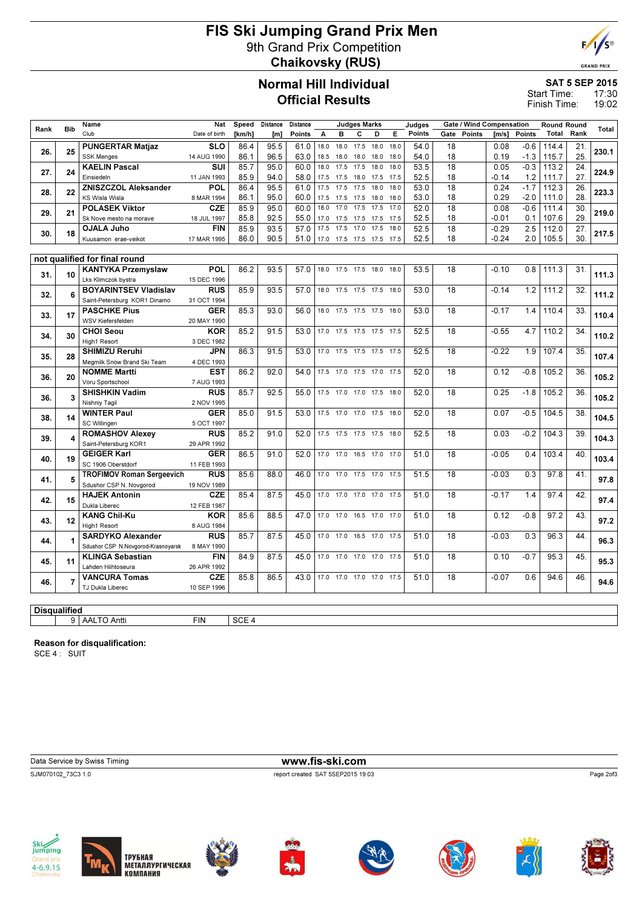# FIS Ski Jumping Grand Prix Men
## 9th Grand Prix Competition
## Chaikovsky (RUS)

## Normal Hill Individual
## Official Results

**SAT 5 SEP 2015**
Start Time: 17:30
Finish Time: 19:02

| Rank | Bib | Name / Club | Nat / Date of birth | Speed [km/h] | Distance [m] | Distance Points | A | B | C | D | E | Judges Points | Gate | Gate Points | Wind [m/s] | Wind Points | Round Total | Round Rank | Total |
|---|---|---|---|---|---|---|---|---|---|---|---|---|---|---|---|---|---|---|---|
| 26. | 25 | PUNGERTAR Matjaz | SLO | 86.4 | 95.5 | 61.0 | 18.0 | 18.0 | 17.5 | 18.0 | 18.0 | 54.0 | 18 | | 0.08 | -0.6 | 114.4 | 21. | 230.1 |
| | | SSK Menges | 14 AUG 1990 | 86.1 | 96.5 | 63.0 | 18.5 | 18.0 | 18.0 | 18.0 | 18.0 | 54.0 | 18 | | 0.19 | -1.3 | 115.7 | 25. | |
| 27. | 24 | KAELIN Pascal | SUI | 85.7 | 95.0 | 60.0 | 18.0 | 17.5 | 17.5 | 18.0 | 18.0 | 53.5 | 18 | | 0.05 | -0.3 | 113.2 | 24. | 224.9 |
| | | Einsiedeln | 11 JAN 1993 | 85.9 | 94.0 | 58.0 | 17.5 | 17.5 | 18.0 | 17.5 | 17.5 | 52.5 | 18 | | -0.14 | 1.2 | 111.7 | 27. | |
| 28. | 22 | ZNISZCZOL Aleksander | POL | 86.4 | 95.5 | 61.0 | 17.5 | 17.5 | 17.5 | 18.0 | 18.0 | 53.0 | 18 | | 0.24 | -1.7 | 112.3 | 26. | 223.3 |
| | | KS Wisla Wisla | 8 MAR 1994 | 86.1 | 95.0 | 60.0 | 17.5 | 17.5 | 17.5 | 18.0 | 18.0 | 53.0 | 18 | | 0.29 | -2.0 | 111.0 | 28. | |
| 29. | 21 | POLASEK Viktor | CZE | 85.9 | 95.0 | 60.0 | 18.0 | 17.0 | 17.5 | 17.5 | 17.0 | 52.0 | 18 | | 0.08 | -0.6 | 111.4 | 30. | 219.0 |
| | | Sk Nove mesto na morave | 18 JUL 1997 | 85.8 | 92.5 | 55.0 | 17.0 | 17.5 | 17.5 | 17.5 | 17.5 | 52.5 | 18 | | -0.01 | 0.1 | 107.6 | 29. | |
| 30. | 18 | OJALA Juho | FIN | 85.9 | 93.5 | 57.0 | 17.5 | 17.5 | 17.0 | 17.5 | 18.0 | 52.5 | 18 | | -0.29 | 2.5 | 112.0 | 27. | 217.5 |
| | | Kuusamon erae-veikot | 17 MAR 1995 | 86.0 | 90.5 | 51.0 | 17.0 | 17.5 | 17.5 | 17.5 | 17.5 | 52.5 | 18 | | -0.24 | 2.0 | 105.5 | 30. | |

**not qualified for final round**

| Rank | Bib | Name / Club | Nat / Date of birth | Speed [km/h] | Distance [m] | Distance Points | A | B | C | D | E | Judges Points | Gate | Gate Points | Wind [m/s] | Wind Points | Round Total | Round Rank | Total |
|---|---|---|---|---|---|---|---|---|---|---|---|---|---|---|---|---|---|---|---|
| 31. | 10 | KANTYKA Przemyslaw | POL | 86.2 | 93.5 | 57.0 | 18.0 | 17.5 | 17.5 | 18.0 | 18.0 | 53.5 | 18 | | -0.10 | 0.8 | 111.3 | 31. | 111.3 |
| | | Lks Klimczok bystra | 15 DEC 1996 | | | | | | | | | | | | | | | | |
| 32. | 6 | BOYARINTSEV Vladislav | RUS | 85.9 | 93.5 | 57.0 | 18.0 | 17.5 | 17.5 | 17.5 | 18.0 | 53.0 | 18 | | -0.14 | 1.2 | 111.2 | 32. | 111.2 |
| | | Saint-Petersburg KOR1 Dinamo | 31 OCT 1994 | | | | | | | | | | | | | | | | |
| 33. | 17 | PASCHKE Pius | GER | 85.3 | 93.0 | 56.0 | 18.0 | 17.5 | 17.5 | 17.5 | 18.0 | 53.0 | 18 | | -0.17 | 1.4 | 110.4 | 33. | 110.4 |
| | | WSV Kiefersfelden | 20 MAY 1990 | | | | | | | | | | | | | | | | |
| 34. | 30 | CHOI Seou | KOR | 85.2 | 91.5 | 53.0 | 17.0 | 17.5 | 17.5 | 17.5 | 17.5 | 52.5 | 18 | | -0.55 | 4.7 | 110.2 | 34. | 110.2 |
| | | High1 Resort | 3 DEC 1982 | | | | | | | | | | | | | | | | |
| 35. | 28 | SHIMIZU Reruhi | JPN | 86.3 | 91.5 | 53.0 | 17.0 | 17.5 | 17.5 | 17.5 | 17.5 | 52.5 | 18 | | -0.22 | 1.9 | 107.4 | 35. | 107.4 |
| | | Megmilk Snow Brand Ski Team | 4 DEC 1993 | | | | | | | | | | | | | | | | |
| 36. | 20 | NOMME Martti | EST | 86.2 | 92.0 | 54.0 | 17.5 | 17.0 | 17.5 | 17.0 | 17.5 | 52.0 | 18 | | 0.12 | -0.8 | 105.2 | 36. | 105.2 |
| | | Voru Sportschool | 7 AUG 1993 | | | | | | | | | | | | | | | | |
| 36. | 3 | SHISHKIN Vadim | RUS | 85.7 | 92.5 | 55.0 | 17.5 | 17.0 | 17.0 | 17.5 | 18.0 | 52.0 | 18 | | 0.25 | -1.8 | 105.2 | 36. | 105.2 |
| | | Nishniy Tagil | 2 NOV 1995 | | | | | | | | | | | | | | | | |
| 38. | 14 | WINTER Paul | GER | 85.0 | 91.5 | 53.0 | 17.5 | 17.0 | 17.0 | 17.5 | 18.0 | 52.0 | 18 | | 0.07 | -0.5 | 104.5 | 38. | 104.5 |
| | | SC Willingen | 5 OCT 1997 | | | | | | | | | | | | | | | | |
| 39. | 4 | ROMASHOV Alexey | RUS | 85.2 | 91.0 | 52.0 | 17.5 | 17.5 | 17.5 | 17.5 | 18.0 | 52.5 | 18 | | 0.03 | -0.2 | 104.3 | 39. | 104.3 |
| | | Saint-Petersburg KOR1 | 29 APR 1992 | | | | | | | | | | | | | | | | |
| 40. | 19 | GEIGER Karl | GER | 86.5 | 91.0 | 52.0 | 17.0 | 17.0 | 16.5 | 17.0 | 17.0 | 51.0 | 18 | | -0.05 | 0.4 | 103.4 | 40. | 103.4 |
| | | SC 1906 Oberstdorf | 11 FEB 1993 | | | | | | | | | | | | | | | | |
| 41. | 5 | TROFIMOV Roman Sergeevich | RUS | 85.6 | 88.0 | 46.0 | 17.0 | 17.0 | 17.5 | 17.0 | 17.5 | 51.5 | 18 | | -0.03 | 0.3 | 97.8 | 41. | 97.8 |
| | | Sdushor CSP N. Novgorod | 19 NOV 1989 | | | | | | | | | | | | | | | | |
| 42. | 15 | HAJEK Antonin | CZE | 85.4 | 87.5 | 45.0 | 17.0 | 17.0 | 17.0 | 17.0 | 17.5 | 51.0 | 18 | | -0.17 | 1.4 | 97.4 | 42. | 97.4 |
| | | Dukla Liberec | 12 FEB 1987 | | | | | | | | | | | | | | | | |
| 43. | 12 | KANG Chil-Ku | KOR | 85.6 | 88.5 | 47.0 | 17.0 | 17.0 | 16.5 | 17.0 | 17.0 | 51.0 | 18 | | 0.12 | -0.8 | 97.2 | 43. | 97.2 |
| | | High1 Resort | 8 AUG 1984 | | | | | | | | | | | | | | | | |
| 44. | 1 | SARDYKO Alexander | RUS | 85.7 | 87.5 | 45.0 | 17.0 | 17.0 | 16.5 | 17.0 | 17.5 | 51.0 | 18 | | -0.03 | 0.3 | 96.3 | 44. | 96.3 |
| | | Sdushor CSP N.Novgorod-Krasnoyarsk | 8 MAY 1990 | | | | | | | | | | | | | | | | |
| 45. | 11 | KLINGA Sebastian | FIN | 84.9 | 87.5 | 45.0 | 17.0 | 17.0 | 17.0 | 17.0 | 17.5 | 51.0 | 18 | | 0.10 | -0.7 | 95.3 | 45. | 95.3 |
| | | Lahden Hiihtoseura | 26 APR 1992 | | | | | | | | | | | | | | | | |
| 46. | 7 | VANCURA Tomas | CZE | 85.8 | 86.5 | 43.0 | 17.0 | 17.0 | 17.0 | 17.0 | 17.5 | 51.0 | 18 | | -0.07 | 0.6 | 94.6 | 46. | 94.6 |
| | | TJ Dukla Liberec | 10 SEP 1996 | | | | | | | | | | | | | | | | |

**Disqualified**

| Bib | Name | Nat | Reason |
|---|---|---|---|
| 9 | AALTO Antti | FIN | SCE 4 |

**Reason for disqualification:**
SCE 4 : SUIT

Data Service by Swiss Timing

www.fis-ski.com

SJM070102_73C3 1.0 — report created SAT 5SEP2015 19:03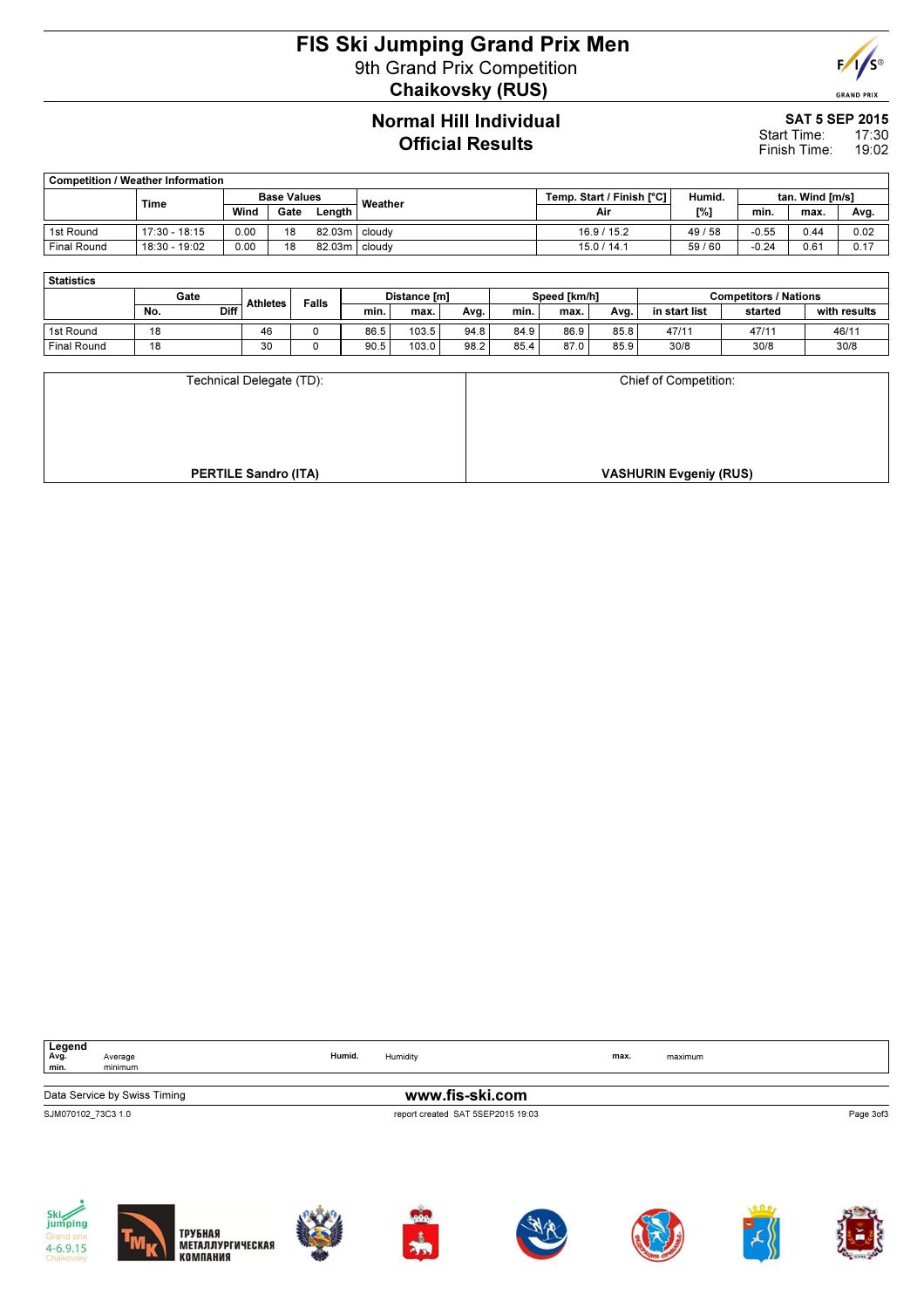# FIS Ski Jumping Grand Prix Men

9th Grand Prix Competition

**Chaikovsky (RUS)**

## Normal Hill Individual
## Official Results

**SAT 5 SEP 2015**
Start Time: 17:30
Finish Time: 19:02

**Competition / Weather Information**

| | Time | Base Values | | | Weather | Temp. Start / Finish [°C] | Humid. | tan. Wind [m/s] | | |
|---|---|---|---|---|---|---|---|---|---|---|
| | | Wind | Gate | Length | | Air | [%] | min. | max. | Avg. |
| 1st Round | 17:30 - 18:15 | 0.00 | 18 | 82.03m | cloudy | 16.9 / 15.2 | 49 / 58 | -0.55 | 0.44 | 0.02 |
| Final Round | 18:30 - 19:02 | 0.00 | 18 | 82.03m | cloudy | 15.0 / 14.1 | 59 / 60 | -0.24 | 0.61 | 0.17 |

**Statistics**

| | Gate | | Athletes | Falls | Distance [m] | | | Speed [km/h] | | | Competitors / Nations | | |
|---|---|---|---|---|---|---|---|---|---|---|---|---|---|
| | No. | Diff | | | min. | max. | Avg. | min. | max. | Avg. | in start list | started | with results |
| 1st Round | 18 | | 46 | 0 | 86.5 | 103.5 | 94.8 | 84.9 | 86.9 | 85.8 | 47/11 | 47/11 | 46/11 |
| Final Round | 18 | | 30 | 0 | 90.5 | 103.0 | 98.2 | 85.4 | 87.0 | 85.9 | 30/8 | 30/8 | 30/8 |

| Technical Delegate (TD): | Chief of Competition: |
|---|---|
| **PERTILE Sandro (ITA)** | **VASHURIN Evgeniy (RUS)** |

**Legend**

| | | | | | |
|---|---|---|---|---|---|
| **Avg.** | Average | **Humid.** | Humidity | **max.** | maximum |
| **min.** | minimum | | | | |

Data Service by Swiss Timing

www.fis-ski.com

SJM070102_73C3 1.0 report created SAT 5SEP2015 19:03